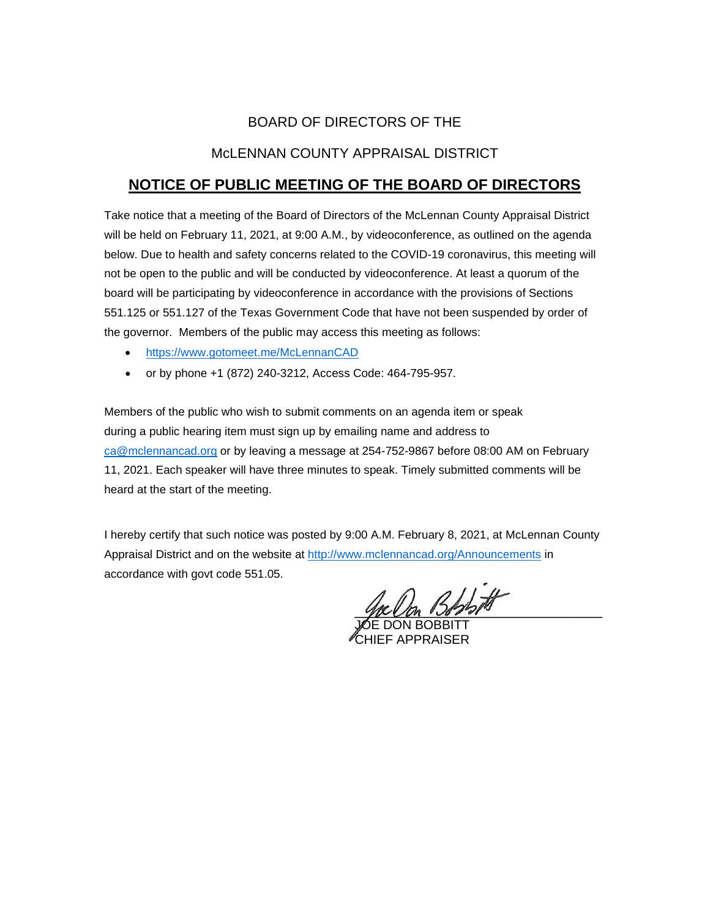BOARD OF DIRECTORS OF THE

McLENNAN COUNTY APPRAISAL DISTRICT

## NOTICE OF PUBLIC MEETING OF THE BOARD OF DIRECTORS

Take notice that a meeting of the Board of Directors of the McLennan County Appraisal District will be held on February 11, 2021, at 9:00 A.M., by videoconference, as outlined on the agenda below. Due to health and safety concerns related to the COVID-19 coronavirus, this meeting will not be open to the public and will be conducted by videoconference. At least a quorum of the board will be participating by videoconference in accordance with the provisions of Sections 551.125 or 551.127 of the Texas Government Code that have not been suspended by order of the governor. Members of the public may access this meeting as follows:

- https://www.gotomeet.me/McLennanCAD
- or by phone +1 (872) 240-3212, Access Code: 464-795-957.

Members of the public who wish to submit comments on an agenda item or speak during a public hearing item must sign up by emailing name and address to ca@mclennancad.org or by leaving a message at 254-752-9867 before 08:00 AM on February 11, 2021. Each speaker will have three minutes to speak. Timely submitted comments will be heard at the start of the meeting.

I hereby certify that such notice was posted by 9:00 A.M. February 8, 2021, at McLennan County Appraisal District and on the website at http://www.mclennancad.org/Announcements in accordance with govt code 551.05.

JOE DON BOBBITT
CHIEF APPRAISER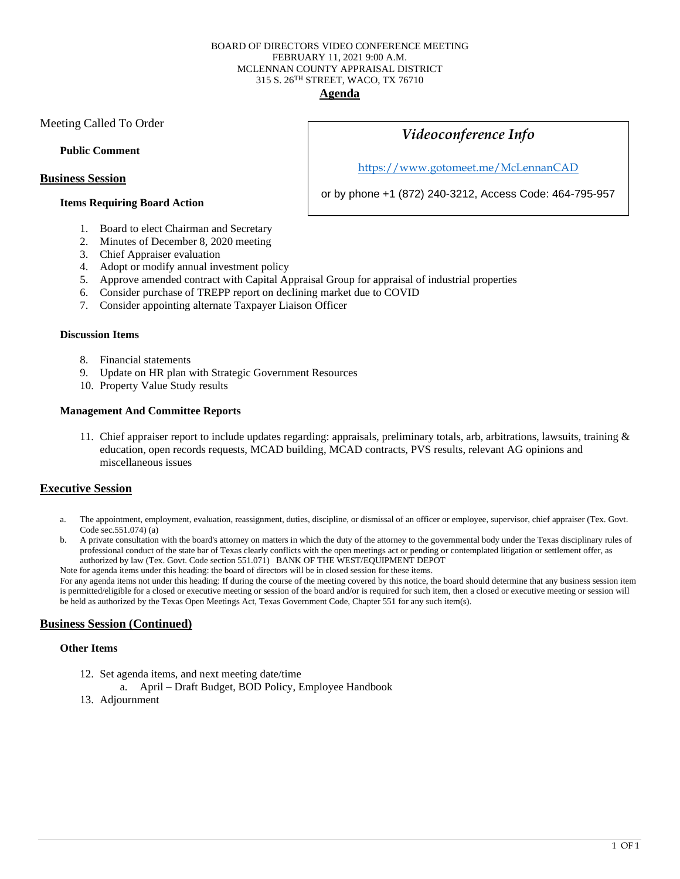BOARD OF DIRECTORS VIDEO CONFERENCE MEETING
FEBRUARY 11, 2021 9:00 A.M.
MCLENNAN COUNTY APPRAISAL DISTRICT
315 S. 26TH STREET, WACO, TX 76710

**Agenda**

*Videoconference Info*

https://www.gotomeet.me/McLennanCAD

or by phone +1 (872) 240-3212, Access Code: 464-795-957

Meeting Called To Order

**Public Comment**

## Business Session

**Items Requiring Board Action**

1. Board to elect Chairman and Secretary
2. Minutes of December 8, 2020 meeting
3. Chief Appraiser evaluation
4. Adopt or modify annual investment policy
5. Approve amended contract with Capital Appraisal Group for appraisal of industrial properties
6. Consider purchase of TREPP report on declining market due to COVID
7. Consider appointing alternate Taxpayer Liaison Officer

**Discussion Items**

8. Financial statements
9. Update on HR plan with Strategic Government Resources
10. Property Value Study results

**Management And Committee Reports**

11. Chief appraiser report to include updates regarding: appraisals, preliminary totals, arb, arbitrations, lawsuits, training & education, open records requests, MCAD building, MCAD contracts, PVS results, relevant AG opinions and miscellaneous issues

## Executive Session

a. The appointment, employment, evaluation, reassignment, duties, discipline, or dismissal of an officer or employee, supervisor, chief appraiser (Tex. Govt. Code sec.551.074) (a)
b. A private consultation with the board's attorney on matters in which the duty of the attorney to the governmental body under the Texas disciplinary rules of professional conduct of the state bar of Texas clearly conflicts with the open meetings act or pending or contemplated litigation or settlement offer, as authorized by law (Tex. Govt. Code section 551.071) BANK OF THE WEST/EQUIPMENT DEPOT

Note for agenda items under this heading: the board of directors will be in closed session for these items.

For any agenda items not under this heading: If during the course of the meeting covered by this notice, the board should determine that any business session item is permitted/eligible for a closed or executive meeting or session of the board and/or is required for such item, then a closed or executive meeting or session will be held as authorized by the Texas Open Meetings Act, Texas Government Code, Chapter 551 for any such item(s).

## Business Session (Continued)

**Other Items**

12. Set agenda items, and next meeting date/time
    a. April – Draft Budget, BOD Policy, Employee Handbook
13. Adjournment